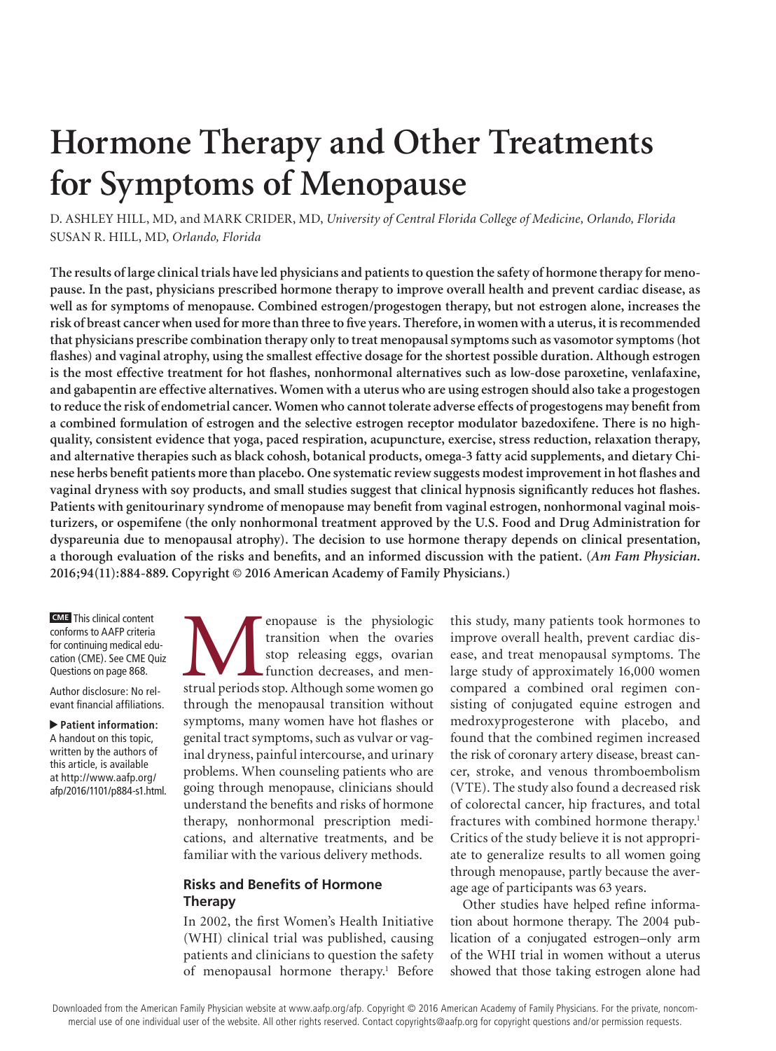# Hormone Therapy and Other Treatments for Symptoms of Menopause

D. ASHLEY HILL, MD, and MARK CRIDER, MD, *University of Central Florida College of Medicine, Orlando, Florida*
SUSAN R. HILL, MD, *Orlando, Florida*

**The results of large clinical trials have led physicians and patients to question the safety of hormone therapy for menopause. In the past, physicians prescribed hormone therapy to improve overall health and prevent cardiac disease, as well as for symptoms of menopause. Combined estrogen/progestogen therapy, but not estrogen alone, increases the risk of breast cancer when used for more than three to five years. Therefore, in women with a uterus, it is recommended that physicians prescribe combination therapy only to treat menopausal symptoms such as vasomotor symptoms (hot flashes) and vaginal atrophy, using the smallest effective dosage for the shortest possible duration. Although estrogen is the most effective treatment for hot flashes, nonhormonal alternatives such as low-dose paroxetine, venlafaxine, and gabapentin are effective alternatives. Women with a uterus who are using estrogen should also take a progestogen to reduce the risk of endometrial cancer. Women who cannot tolerate adverse effects of progestogens may benefit from a combined formulation of estrogen and the selective estrogen receptor modulator bazedoxifene. There is no high-quality, consistent evidence that yoga, paced respiration, acupuncture, exercise, stress reduction, relaxation therapy, and alternative therapies such as black cohosh, botanical products, omega-3 fatty acid supplements, and dietary Chinese herbs benefit patients more than placebo. One systematic review suggests modest improvement in hot flashes and vaginal dryness with soy products, and small studies suggest that clinical hypnosis significantly reduces hot flashes. Patients with genitourinary syndrome of menopause may benefit from vaginal estrogen, nonhormonal vaginal moisturizers, or ospemifene (the only nonhormonal treatment approved by the U.S. Food and Drug Administration for dyspareunia due to menopausal atrophy). The decision to use hormone therapy depends on clinical presentation, a thorough evaluation of the risks and benefits, and an informed discussion with the patient. (*Am Fam Physician*. 2016;94(11):884-889. Copyright © 2016 American Academy of Family Physicians.)**

**CME** This clinical content conforms to AAFP criteria for continuing medical education (CME). See CME Quiz Questions on page 868.

Author disclosure: No relevant financial affiliations.

▶ **Patient information:** A handout on this topic, written by the authors of this article, is available at http://www.aafp.org/afp/2016/1101/p884-s1.html.

Menopause is the physiologic transition when the ovaries stop releasing eggs, ovarian function decreases, and menstrual periods stop. Although some women go through the menopausal transition without symptoms, many women have hot flashes or genital tract symptoms, such as vulvar or vaginal dryness, painful intercourse, and urinary problems. When counseling patients who are going through menopause, clinicians should understand the benefits and risks of hormone therapy, nonhormonal prescription medications, and alternative treatments, and be familiar with the various delivery methods.

## Risks and Benefits of Hormone Therapy

In 2002, the first Women's Health Initiative (WHI) clinical trial was published, causing patients and clinicians to question the safety of menopausal hormone therapy.[1] Before this study, many patients took hormones to improve overall health, prevent cardiac disease, and treat menopausal symptoms. The large study of approximately 16,000 women compared a combined oral regimen consisting of conjugated equine estrogen and medroxyprogesterone with placebo, and found that the combined regimen increased the risk of coronary artery disease, breast cancer, stroke, and venous thromboembolism (VTE). The study also found a decreased risk of colorectal cancer, hip fractures, and total fractures with combined hormone therapy.[1] Critics of the study believe it is not appropriate to generalize results to all women going through menopause, partly because the average age of participants was 63 years.

Other studies have helped refine information about hormone therapy. The 2004 publication of a conjugated estrogen–only arm of the WHI trial in women without a uterus showed that those taking estrogen alone had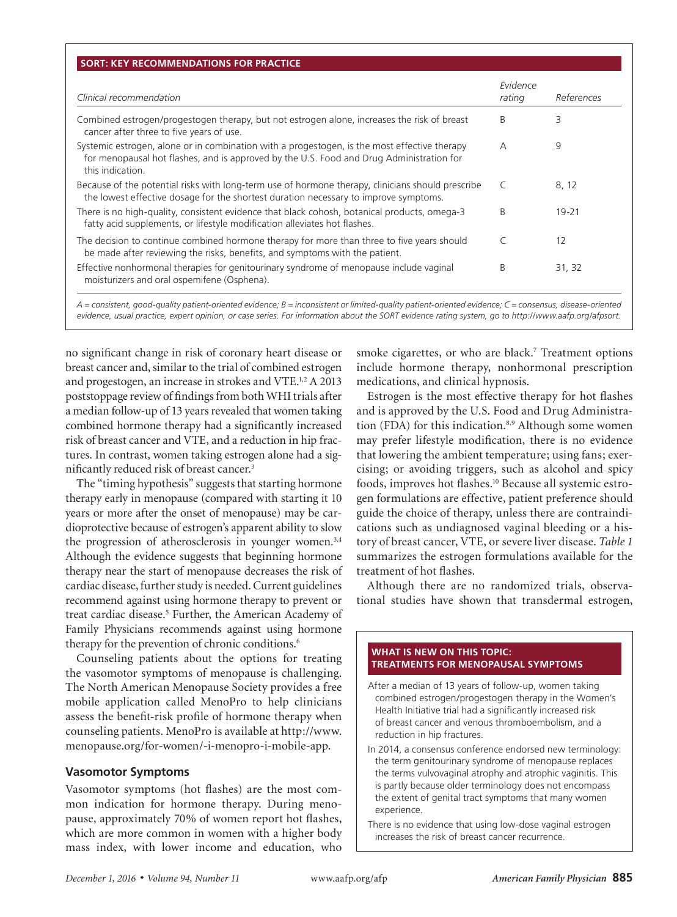**SORT: KEY RECOMMENDATIONS FOR PRACTICE**

| Clinical recommendation | Evidence rating | References |
|---|---|---|
| Combined estrogen/progestogen therapy, but not estrogen alone, increases the risk of breast cancer after three to five years of use. | B | 3 |
| Systemic estrogen, alone or in combination with a progestogen, is the most effective therapy for menopausal hot flashes, and is approved by the U.S. Food and Drug Administration for this indication. | A | 9 |
| Because of the potential risks with long-term use of hormone therapy, clinicians should prescribe the lowest effective dosage for the shortest duration necessary to improve symptoms. | C | 8, 12 |
| There is no high-quality, consistent evidence that black cohosh, botanical products, omega-3 fatty acid supplements, or lifestyle modification alleviates hot flashes. | B | 19-21 |
| The decision to continue combined hormone therapy for more than three to five years should be made after reviewing the risks, benefits, and symptoms with the patient. | C | 12 |
| Effective nonhormonal therapies for genitourinary syndrome of menopause include vaginal moisturizers and oral ospemifene (Osphena). | B | 31, 32 |

*A = consistent, good-quality patient-oriented evidence; B = inconsistent or limited-quality patient-oriented evidence; C = consensus, disease-oriented evidence, usual practice, expert opinion, or case series. For information about the SORT evidence rating system, go to http://www.aafp.org/afpsort.*

no significant change in risk of coronary heart disease or breast cancer and, similar to the trial of combined estrogen and progestogen, an increase in strokes and VTE.[1,2] A 2013 poststoppage review of findings from both WHI trials after a median follow-up of 13 years revealed that women taking combined hormone therapy had a significantly increased risk of breast cancer and VTE, and a reduction in hip fractures. In contrast, women taking estrogen alone had a significantly reduced risk of breast cancer.[3]

The "timing hypothesis" suggests that starting hormone therapy early in menopause (compared with starting it 10 years or more after the onset of menopause) may be cardioprotective because of estrogen's apparent ability to slow the progression of atherosclerosis in younger women.[3,4] Although the evidence suggests that beginning hormone therapy near the start of menopause decreases the risk of cardiac disease, further study is needed. Current guidelines recommend against using hormone therapy to prevent or treat cardiac disease.[5] Further, the American Academy of Family Physicians recommends against using hormone therapy for the prevention of chronic conditions.[6]

Counseling patients about the options for treating the vasomotor symptoms of menopause is challenging. The North American Menopause Society provides a free mobile application called MenoPro to help clinicians assess the benefit-risk profile of hormone therapy when counseling patients. MenoPro is available at http://www.menopause.org/for-women/-i-menopro-i-mobile-app.

## Vasomotor Symptoms

Vasomotor symptoms (hot flashes) are the most common indication for hormone therapy. During menopause, approximately 70% of women report hot flashes, which are more common in women with a higher body mass index, with lower income and education, who smoke cigarettes, or who are black.[7] Treatment options include hormone therapy, nonhormonal prescription medications, and clinical hypnosis.

Estrogen is the most effective therapy for hot flashes and is approved by the U.S. Food and Drug Administration (FDA) for this indication.[8,9] Although some women may prefer lifestyle modification, there is no evidence that lowering the ambient temperature; using fans; exercising; or avoiding triggers, such as alcohol and spicy foods, improves hot flashes.[10] Because all systemic estrogen formulations are effective, patient preference should guide the choice of therapy, unless there are contraindications such as undiagnosed vaginal bleeding or a history of breast cancer, VTE, or severe liver disease. *Table 1* summarizes the estrogen formulations available for the treatment of hot flashes.

Although there are no randomized trials, observational studies have shown that transdermal estrogen,

**WHAT IS NEW ON THIS TOPIC: TREATMENTS FOR MENOPAUSAL SYMPTOMS**

- After a median of 13 years of follow-up, women taking combined estrogen/progestogen therapy in the Women's Health Initiative trial had a significantly increased risk of breast cancer and venous thromboembolism, and a reduction in hip fractures.
- In 2014, a consensus conference endorsed new terminology: the term genitourinary syndrome of menopause replaces the terms vulvovaginal atrophy and atrophic vaginitis. This is partly because older terminology does not encompass the extent of genital tract symptoms that many women experience.
- There is no evidence that using low-dose vaginal estrogen increases the risk of breast cancer recurrence.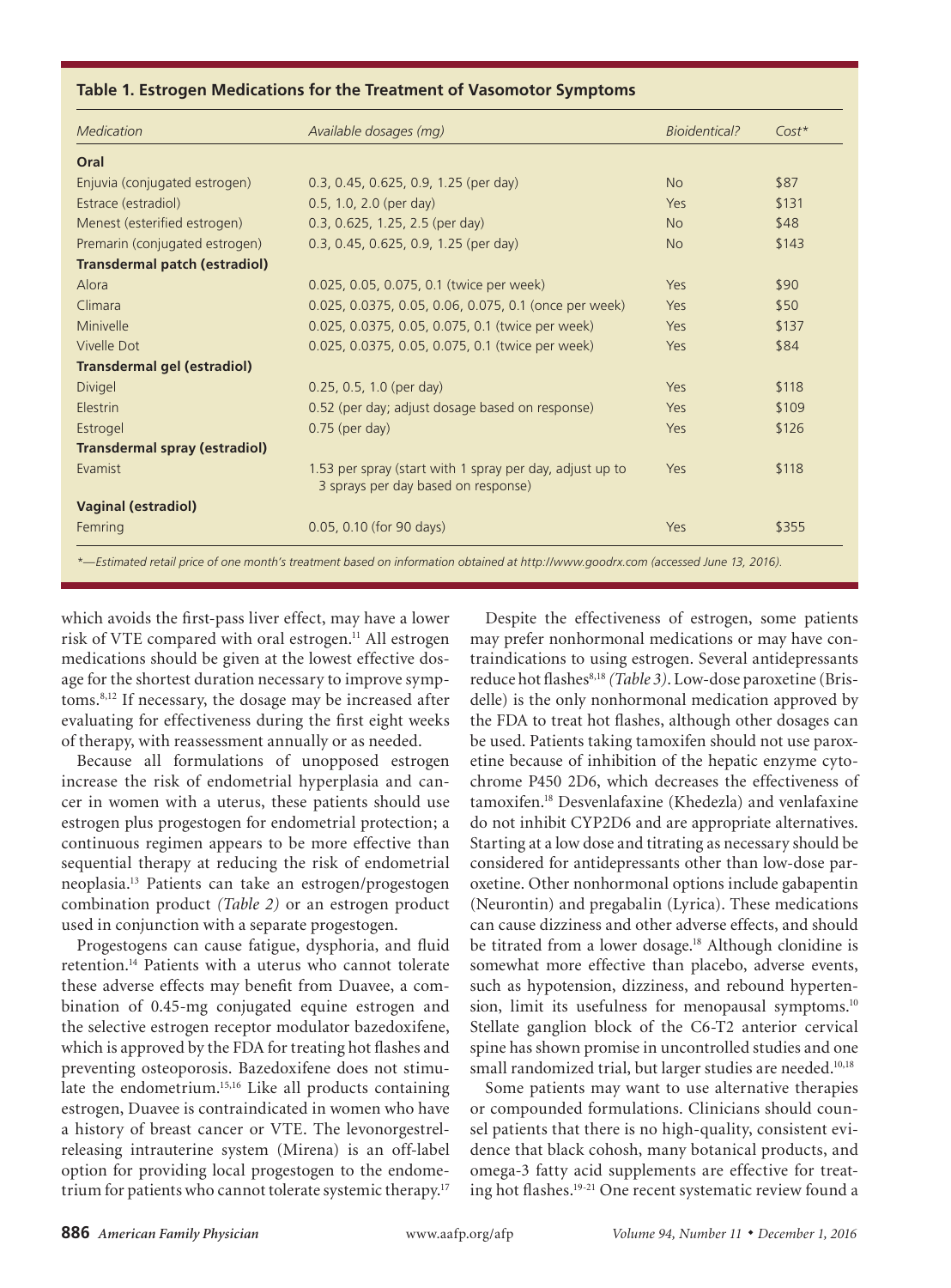**Table 1. Estrogen Medications for the Treatment of Vasomotor Symptoms**

| Medication | Available dosages (mg) | Bioidentical? | Cost* |
|---|---|---|---|
| **Oral** | | | |
| Enjuvia (conjugated estrogen) | 0.3, 0.45, 0.625, 0.9, 1.25 (per day) | No | $87 |
| Estrace (estradiol) | 0.5, 1.0, 2.0 (per day) | Yes | $131 |
| Menest (esterified estrogen) | 0.3, 0.625, 1.25, 2.5 (per day) | No | $48 |
| Premarin (conjugated estrogen) | 0.3, 0.45, 0.625, 0.9, 1.25 (per day) | No | $143 |
| **Transdermal patch (estradiol)** | | | |
| Alora | 0.025, 0.05, 0.075, 0.1 (twice per week) | Yes | $90 |
| Climara | 0.025, 0.0375, 0.05, 0.06, 0.075, 0.1 (once per week) | Yes | $50 |
| Minivelle | 0.025, 0.0375, 0.05, 0.075, 0.1 (twice per week) | Yes | $137 |
| Vivelle Dot | 0.025, 0.0375, 0.05, 0.075, 0.1 (twice per week) | Yes | $84 |
| **Transdermal gel (estradiol)** | | | |
| Divigel | 0.25, 0.5, 1.0 (per day) | Yes | $118 |
| Elestrin | 0.52 (per day; adjust dosage based on response) | Yes | $109 |
| Estrogel | 0.75 (per day) | Yes | $126 |
| **Transdermal spray (estradiol)** | | | |
| Evamist | 1.53 per spray (start with 1 spray per day, adjust up to 3 sprays per day based on response) | Yes | $118 |
| **Vaginal (estradiol)** | | | |
| Femring | 0.05, 0.10 (for 90 days) | Yes | $355 |

*—Estimated retail price of one month's treatment based on information obtained at http://www.goodrx.com (accessed June 13, 2016).*

which avoids the first-pass liver effect, may have a lower risk of VTE compared with oral estrogen.[11] All estrogen medications should be given at the lowest effective dosage for the shortest duration necessary to improve symptoms.[8,12] If necessary, the dosage may be increased after evaluating for effectiveness during the first eight weeks of therapy, with reassessment annually or as needed.

Because all formulations of unopposed estrogen increase the risk of endometrial hyperplasia and cancer in women with a uterus, these patients should use estrogen plus progestogen for endometrial protection; a continuous regimen appears to be more effective than sequential therapy at reducing the risk of endometrial neoplasia.[13] Patients can take an estrogen/progestogen combination product *(Table 2)* or an estrogen product used in conjunction with a separate progestogen.

Progestogens can cause fatigue, dysphoria, and fluid retention.[14] Patients with a uterus who cannot tolerate these adverse effects may benefit from Duavee, a combination of 0.45-mg conjugated equine estrogen and the selective estrogen receptor modulator bazedoxifene, which is approved by the FDA for treating hot flashes and preventing osteoporosis. Bazedoxifene does not stimulate the endometrium.[15,16] Like all products containing estrogen, Duavee is contraindicated in women who have a history of breast cancer or VTE. The levonorgestrel-releasing intrauterine system (Mirena) is an off-label option for providing local progestogen to the endometrium for patients who cannot tolerate systemic therapy.[17]

Despite the effectiveness of estrogen, some patients may prefer nonhormonal medications or may have contraindications to using estrogen. Several antidepressants reduce hot flashes[8,18] *(Table 3)*. Low-dose paroxetine (Brisdelle) is the only nonhormonal medication approved by the FDA to treat hot flashes, although other dosages can be used. Patients taking tamoxifen should not use paroxetine because of inhibition of the hepatic enzyme cytochrome P450 2D6, which decreases the effectiveness of tamoxifen.[18] Desvenlafaxine (Khedezla) and venlafaxine do not inhibit CYP2D6 and are appropriate alternatives. Starting at a low dose and titrating as necessary should be considered for antidepressants other than low-dose paroxetine. Other nonhormonal options include gabapentin (Neurontin) and pregabalin (Lyrica). These medications can cause dizziness and other adverse effects, and should be titrated from a lower dosage.[18] Although clonidine is somewhat more effective than placebo, adverse events, such as hypotension, dizziness, and rebound hypertension, limit its usefulness for menopausal symptoms.[10] Stellate ganglion block of the C6-T2 anterior cervical spine has shown promise in uncontrolled studies and one small randomized trial, but larger studies are needed.[10,18]

Some patients may want to use alternative therapies or compounded formulations. Clinicians should counsel patients that there is no high-quality, consistent evidence that black cohosh, many botanical products, and omega-3 fatty acid supplements are effective for treating hot flashes.[19-21] One recent systematic review found a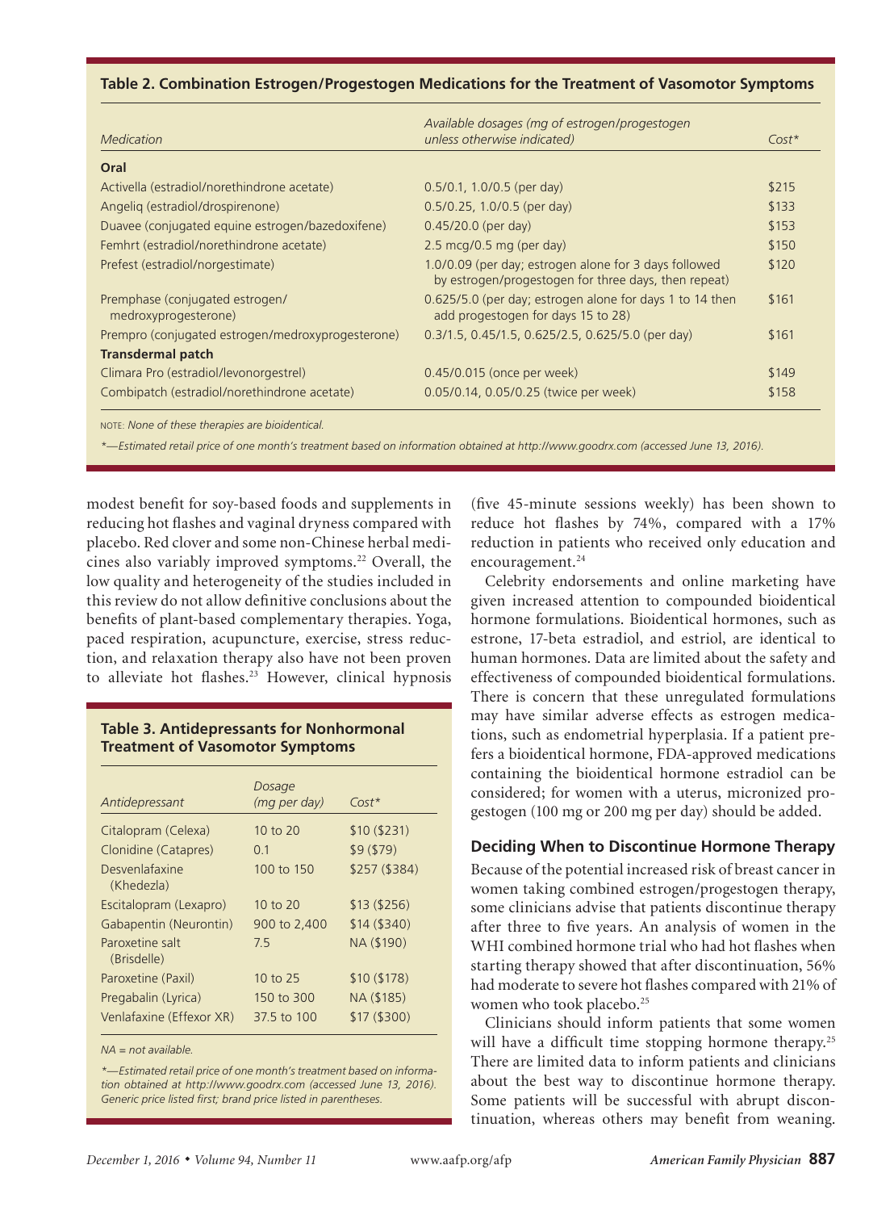**Table 2. Combination Estrogen/Progestogen Medications for the Treatment of Vasomotor Symptoms**

| *Medication* | *Available dosages (mg of estrogen/progestogen unless otherwise indicated)* | *Cost** |
|---|---|---|
| **Oral** | | |
| Activella (estradiol/norethindrone acetate) | 0.5/0.1, 1.0/0.5 (per day) | $215 |
| Angeliq (estradiol/drospirenone) | 0.5/0.25, 1.0/0.5 (per day) | $133 |
| Duavee (conjugated equine estrogen/bazedoxifene) | 0.45/20.0 (per day) | $153 |
| Femhrt (estradiol/norethindrone acetate) | 2.5 mcg/0.5 mg (per day) | $150 |
| Prefest (estradiol/norgestimate) | 1.0/0.09 (per day; estrogen alone for 3 days followed by estrogen/progestogen for three days, then repeat) | $120 |
| Premphase (conjugated estrogen/medroxyprogesterone) | 0.625/5.0 (per day; estrogen alone for days 1 to 14 then add progestogen for days 15 to 28) | $161 |
| Prempro (conjugated estrogen/medroxyprogesterone) | 0.3/1.5, 0.45/1.5, 0.625/2.5, 0.625/5.0 (per day) | $161 |
| **Transdermal patch** | | |
| Climara Pro (estradiol/levonorgestrel) | 0.45/0.015 (once per week) | $149 |
| Combipatch (estradiol/norethindrone acetate) | 0.05/0.14, 0.05/0.25 (twice per week) | $158 |

NOTE: *None of these therapies are bioidentical.*

**—Estimated retail price of one month's treatment based on information obtained at http://www.goodrx.com (accessed June 13, 2016).*

modest benefit for soy-based foods and supplements in reducing hot flashes and vaginal dryness compared with placebo. Red clover and some non-Chinese herbal medicines also variably improved symptoms.[22] Overall, the low quality and heterogeneity of the studies included in this review do not allow definitive conclusions about the benefits of plant-based complementary therapies. Yoga, paced respiration, acupuncture, exercise, stress reduction, and relaxation therapy also have not been proven to alleviate hot flashes.[23] However, clinical hypnosis (five 45-minute sessions weekly) has been shown to reduce hot flashes by 74%, compared with a 17% reduction in patients who received only education and encouragement.[24]

**Table 3. Antidepressants for Nonhormonal Treatment of Vasomotor Symptoms**

| *Antidepressant* | *Dosage (mg per day)* | *Cost** |
|---|---|---|
| Citalopram (Celexa) | 10 to 20 | $10 ($231) |
| Clonidine (Catapres) | 0.1 | $9 ($79) |
| Desvenlafaxine (Khedezla) | 100 to 150 | $257 ($384) |
| Escitalopram (Lexapro) | 10 to 20 | $13 ($256) |
| Gabapentin (Neurontin) | 900 to 2,400 | $14 ($340) |
| Paroxetine salt (Brisdelle) | 7.5 | NA ($190) |
| Paroxetine (Paxil) | 10 to 25 | $10 ($178) |
| Pregabalin (Lyrica) | 150 to 300 | NA ($185) |
| Venlafaxine (Effexor XR) | 37.5 to 100 | $17 ($300) |

*NA = not available.*

**—Estimated retail price of one month's treatment based on information obtained at http://www.goodrx.com (accessed June 13, 2016). Generic price listed first; brand price listed in parentheses.*

Celebrity endorsements and online marketing have given increased attention to compounded bioidentical hormone formulations. Bioidentical hormones, such as estrone, 17-beta estradiol, and estriol, are identical to human hormones. Data are limited about the safety and effectiveness of compounded bioidentical formulations. There is concern that these unregulated formulations may have similar adverse effects as estrogen medications, such as endometrial hyperplasia. If a patient prefers a bioidentical hormone, FDA-approved medications containing the bioidentical hormone estradiol can be considered; for women with a uterus, micronized progestogen (100 mg or 200 mg per day) should be added.

### Deciding When to Discontinue Hormone Therapy

Because of the potential increased risk of breast cancer in women taking combined estrogen/progestogen therapy, some clinicians advise that patients discontinue therapy after three to five years. An analysis of women in the WHI combined hormone trial who had hot flashes when starting therapy showed that after discontinuation, 56% had moderate to severe hot flashes compared with 21% of women who took placebo.[25]

Clinicians should inform patients that some women will have a difficult time stopping hormone therapy.[25] There are limited data to inform patients and clinicians about the best way to discontinue hormone therapy. Some patients will be successful with abrupt discontinuation, whereas others may benefit from weaning.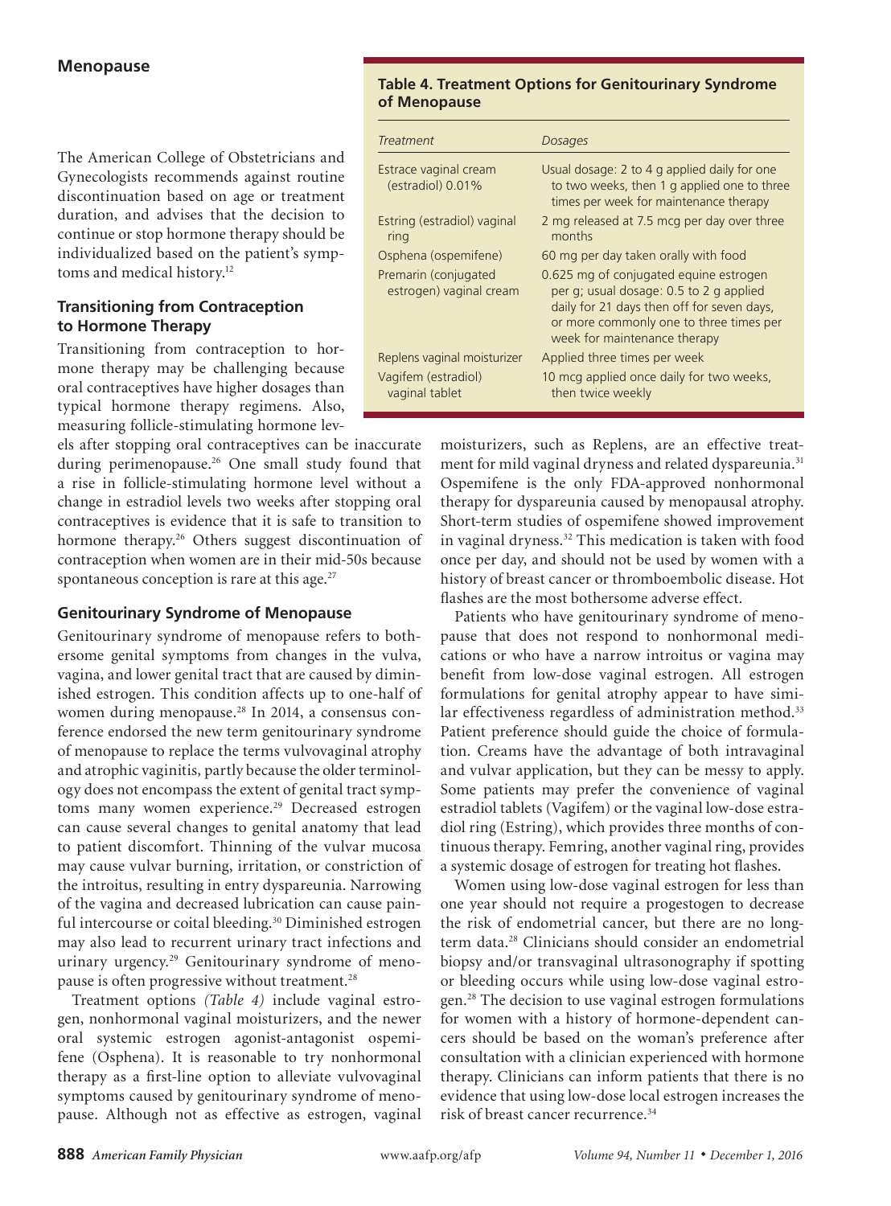The American College of Obstetricians and Gynecologists recommends against routine discontinuation based on age or treatment duration, and advises that the decision to continue or stop hormone therapy should be individualized based on the patient's symptoms and medical history.[12]

### Transitioning from Contraception to Hormone Therapy

Transitioning from contraception to hormone therapy may be challenging because oral contraceptives have higher dosages than typical hormone therapy regimens. Also, measuring follicle-stimulating hormone levels after stopping oral contraceptives can be inaccurate during perimenopause.[26] One small study found that a rise in follicle-stimulating hormone level without a change in estradiol levels two weeks after stopping oral contraceptives is evidence that it is safe to transition to hormone therapy.[26] Others suggest discontinuation of contraception when women are in their mid-50s because spontaneous conception is rare at this age.[27]

### Genitourinary Syndrome of Menopause

Genitourinary syndrome of menopause refers to bothersome genital symptoms from changes in the vulva, vagina, and lower genital tract that are caused by diminished estrogen. This condition affects up to one-half of women during menopause.[28] In 2014, a consensus conference endorsed the new term genitourinary syndrome of menopause to replace the terms vulvovaginal atrophy and atrophic vaginitis, partly because the older terminology does not encompass the extent of genital tract symptoms many women experience.[29] Decreased estrogen can cause several changes to genital anatomy that lead to patient discomfort. Thinning of the vulvar mucosa may cause vulvar burning, irritation, or constriction of the introitus, resulting in entry dyspareunia. Narrowing of the vagina and decreased lubrication can cause painful intercourse or coital bleeding.[30] Diminished estrogen may also lead to recurrent urinary tract infections and urinary urgency.[29] Genitourinary syndrome of menopause is often progressive without treatment.[28]

Treatment options *(Table 4)* include vaginal estrogen, nonhormonal vaginal moisturizers, and the newer oral systemic estrogen agonist-antagonist ospemifene (Osphena). It is reasonable to try nonhormonal therapy as a first-line option to alleviate vulvovaginal symptoms caused by genitourinary syndrome of menopause. Although not as effective as estrogen, vaginal moisturizers, such as Replens, are an effective treatment for mild vaginal dryness and related dyspareunia.[31] Ospemifene is the only FDA-approved nonhormonal therapy for dyspareunia caused by menopausal atrophy. Short-term studies of ospemifene showed improvement in vaginal dryness.[32] This medication is taken with food once per day, and should not be used by women with a history of breast cancer or thromboembolic disease. Hot flashes are the most bothersome adverse effect.

**Table 4. Treatment Options for Genitourinary Syndrome of Menopause**

| *Treatment* | *Dosages* |
|---|---|
| Estrace vaginal cream (estradiol) 0.01% | Usual dosage: 2 to 4 g applied daily for one to two weeks, then 1 g applied one to three times per week for maintenance therapy |
| Estring (estradiol) vaginal ring | 2 mg released at 7.5 mcg per day over three months |
| Osphena (ospemifene) | 60 mg per day taken orally with food |
| Premarin (conjugated estrogen) vaginal cream | 0.625 mg of conjugated equine estrogen per g; usual dosage: 0.5 to 2 g applied daily for 21 days then off for seven days, or more commonly one to three times per week for maintenance therapy |
| Replens vaginal moisturizer | Applied three times per week |
| Vagifem (estradiol) vaginal tablet | 10 mcg applied once daily for two weeks, then twice weekly |

Patients who have genitourinary syndrome of menopause that does not respond to nonhormonal medications or who have a narrow introitus or vagina may benefit from low-dose vaginal estrogen. All estrogen formulations for genital atrophy appear to have similar effectiveness regardless of administration method.[33] Patient preference should guide the choice of formulation. Creams have the advantage of both intravaginal and vulvar application, but they can be messy to apply. Some patients may prefer the convenience of vaginal estradiol tablets (Vagifem) or the vaginal low-dose estradiol ring (Estring), which provides three months of continuous therapy. Femring, another vaginal ring, provides a systemic dosage of estrogen for treating hot flashes.

Women using low-dose vaginal estrogen for less than one year should not require a progestogen to decrease the risk of endometrial cancer, but there are no long-term data.[28] Clinicians should consider an endometrial biopsy and/or transvaginal ultrasonography if spotting or bleeding occurs while using low-dose vaginal estrogen.[28] The decision to use vaginal estrogen formulations for women with a history of hormone-dependent cancers should be based on the woman's preference after consultation with a clinician experienced with hormone therapy. Clinicians can inform patients that there is no evidence that using low-dose local estrogen increases the risk of breast cancer recurrence.[34]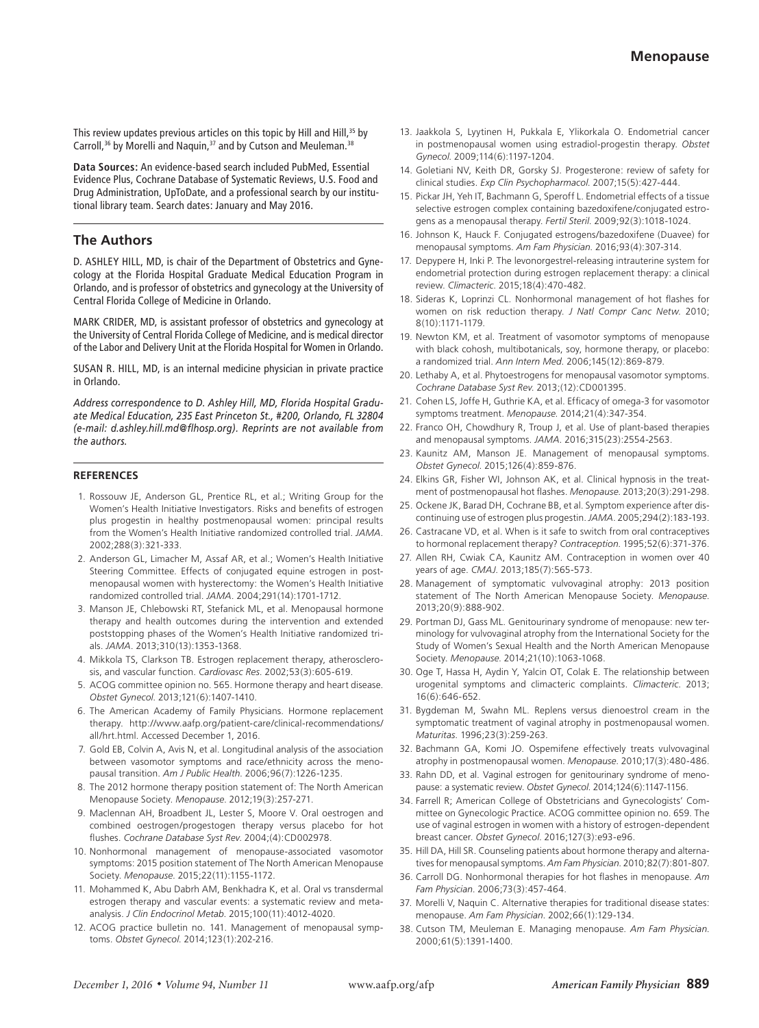This review updates previous articles on this topic by Hill and Hill,[35] by Carroll,[36] by Morelli and Naquin,[37] and by Cutson and Meuleman.[38]

**Data Sources:** An evidence-based search included PubMed, Essential Evidence Plus, Cochrane Database of Systematic Reviews, U.S. Food and Drug Administration, UpToDate, and a professional search by our institutional library team. Search dates: January and May 2016.

## The Authors

D. ASHLEY HILL, MD, is chair of the Department of Obstetrics and Gynecology at the Florida Hospital Graduate Medical Education Program in Orlando, and is professor of obstetrics and gynecology at the University of Central Florida College of Medicine in Orlando.

MARK CRIDER, MD, is assistant professor of obstetrics and gynecology at the University of Central Florida College of Medicine, and is medical director of the Labor and Delivery Unit at the Florida Hospital for Women in Orlando.

SUSAN R. HILL, MD, is an internal medicine physician in private practice in Orlando.

*Address correspondence to D. Ashley Hill, MD, Florida Hospital Graduate Medical Education, 235 East Princeton St., #200, Orlando, FL 32804 (e-mail: d.ashley.hill.md@flhosp.org). Reprints are not available from the authors.*

### REFERENCES

1. Rossouw JE, Anderson GL, Prentice RL, et al.; Writing Group for the Women's Health Initiative Investigators. Risks and benefits of estrogen plus progestin in healthy postmenopausal women: principal results from the Women's Health Initiative randomized controlled trial. *JAMA*. 2002;288(3):321-333.
2. Anderson GL, Limacher M, Assaf AR, et al.; Women's Health Initiative Steering Committee. Effects of conjugated equine estrogen in postmenopausal women with hysterectomy: the Women's Health Initiative randomized controlled trial. *JAMA*. 2004;291(14):1701-1712.
3. Manson JE, Chlebowski RT, Stefanick ML, et al. Menopausal hormone therapy and health outcomes during the intervention and extended poststopping phases of the Women's Health Initiative randomized trials. *JAMA*. 2013;310(13):1353-1368.
4. Mikkola TS, Clarkson TB. Estrogen replacement therapy, atherosclerosis, and vascular function. *Cardiovasc Res.* 2002;53(3):605-619.
5. ACOG committee opinion no. 565. Hormone therapy and heart disease. *Obstet Gynecol.* 2013;121(6):1407-1410.
6. The American Academy of Family Physicians. Hormone replacement therapy. http://www.aafp.org/patient-care/clinical-recommendations/all/hrt.html. Accessed December 1, 2016.
7. Gold EB, Colvin A, Avis N, et al. Longitudinal analysis of the association between vasomotor symptoms and race/ethnicity across the menopausal transition. *Am J Public Health.* 2006;96(7):1226-1235.
8. The 2012 hormone therapy position statement of: The North American Menopause Society. *Menopause.* 2012;19(3):257-271.
9. Maclennan AH, Broadbent JL, Lester S, Moore V. Oral oestrogen and combined oestrogen/progestogen therapy versus placebo for hot flushes. *Cochrane Database Syst Rev.* 2004;(4):CD002978.
10. Nonhormonal management of menopause-associated vasomotor symptoms: 2015 position statement of The North American Menopause Society. *Menopause.* 2015;22(11):1155-1172.
11. Mohammed K, Abu Dabrh AM, Benkhadra K, et al. Oral vs transdermal estrogen therapy and vascular events: a systematic review and meta-analysis. *J Clin Endocrinol Metab.* 2015;100(11):4012-4020.
12. ACOG practice bulletin no. 141. Management of menopausal symptoms. *Obstet Gynecol.* 2014;123(1):202-216.
13. Jaakkola S, Lyytinen H, Pukkala E, Ylikorkala O. Endometrial cancer in postmenopausal women using estradiol-progestin therapy. *Obstet Gynecol.* 2009;114(6):1197-1204.
14. Goletiani NV, Keith DR, Gorsky SJ. Progesterone: review of safety for clinical studies. *Exp Clin Psychopharmacol.* 2007;15(5):427-444.
15. Pickar JH, Yeh IT, Bachmann G, Speroff L. Endometrial effects of a tissue selective estrogen complex containing bazedoxifene/conjugated estrogens as a menopausal therapy. *Fertil Steril.* 2009;92(3):1018-1024.
16. Johnson K, Hauck F. Conjugated estrogens/bazedoxifene (Duavee) for menopausal symptoms. *Am Fam Physician.* 2016;93(4):307-314.
17. Depypere H, Inki P. The levonorgestrel-releasing intrauterine system for endometrial protection during estrogen replacement therapy: a clinical review. *Climacteric.* 2015;18(4):470-482.
18. Sideras K, Loprinzi CL. Nonhormonal management of hot flashes for women on risk reduction therapy. *J Natl Compr Canc Netw.* 2010;8(10):1171-1179.
19. Newton KM, et al. Treatment of vasomotor symptoms of menopause with black cohosh, multibotanicals, soy, hormone therapy, or placebo: a randomized trial. *Ann Intern Med.* 2006;145(12):869-879.
20. Lethaby A, et al. Phytoestrogens for menopausal vasomotor symptoms. *Cochrane Database Syst Rev.* 2013;(12):CD001395.
21. Cohen LS, Joffe H, Guthrie KA, et al. Efficacy of omega-3 for vasomotor symptoms treatment. *Menopause.* 2014;21(4):347-354.
22. Franco OH, Chowdhury R, Troup J, et al. Use of plant-based therapies and menopausal symptoms. *JAMA*. 2016;315(23):2554-2563.
23. Kaunitz AM, Manson JE. Management of menopausal symptoms. *Obstet Gynecol.* 2015;126(4):859-876.
24. Elkins GR, Fisher WI, Johnson AK, et al. Clinical hypnosis in the treatment of postmenopausal hot flashes. *Menopause.* 2013;20(3):291-298.
25. Ockene JK, Barad DH, Cochrane BB, et al. Symptom experience after discontinuing use of estrogen plus progestin. *JAMA*. 2005;294(2):183-193.
26. Castracane VD, et al. When is it safe to switch from oral contraceptives to hormonal replacement therapy? *Contraception.* 1995;52(6):371-376.
27. Allen RH, Cwiak CA, Kaunitz AM. Contraception in women over 40 years of age. *CMAJ.* 2013;185(7):565-573.
28. Management of symptomatic vulvovaginal atrophy: 2013 position statement of The North American Menopause Society. *Menopause.* 2013;20(9):888-902.
29. Portman DJ, Gass ML. Genitourinary syndrome of menopause: new terminology for vulvovaginal atrophy from the International Society for the Study of Women's Sexual Health and the North American Menopause Society. *Menopause.* 2014;21(10):1063-1068.
30. Oge T, Hassa H, Aydin Y, Yalcin OT, Colak E. The relationship between urogenital symptoms and climacteric complaints. *Climacteric.* 2013;16(6):646-652.
31. Bygdeman M, Swahn ML. Replens versus dienoestrol cream in the symptomatic treatment of vaginal atrophy in postmenopausal women. *Maturitas.* 1996;23(3):259-263.
32. Bachmann GA, Komi JO. Ospemifene effectively treats vulvovaginal atrophy in postmenopausal women. *Menopause.* 2010;17(3):480-486.
33. Rahn DD, et al. Vaginal estrogen for genitourinary syndrome of menopause: a systematic review. *Obstet Gynecol.* 2014;124(6):1147-1156.
34. Farrell R; American College of Obstetricians and Gynecologists' Committee on Gynecologic Practice. ACOG committee opinion no. 659. The use of vaginal estrogen in women with a history of estrogen-dependent breast cancer. *Obstet Gynecol.* 2016;127(3):e93-e96.
35. Hill DA, Hill SR. Counseling patients about hormone therapy and alternatives for menopausal symptoms. *Am Fam Physician.* 2010;82(7):801-807.
36. Carroll DG. Nonhormonal therapies for hot flashes in menopause. *Am Fam Physician.* 2006;73(3):457-464.
37. Morelli V, Naquin C. Alternative therapies for traditional disease states: menopause. *Am Fam Physician*. 2002;66(1):129-134.
38. Cutson TM, Meuleman E. Managing menopause. *Am Fam Physician.* 2000;61(5):1391-1400.